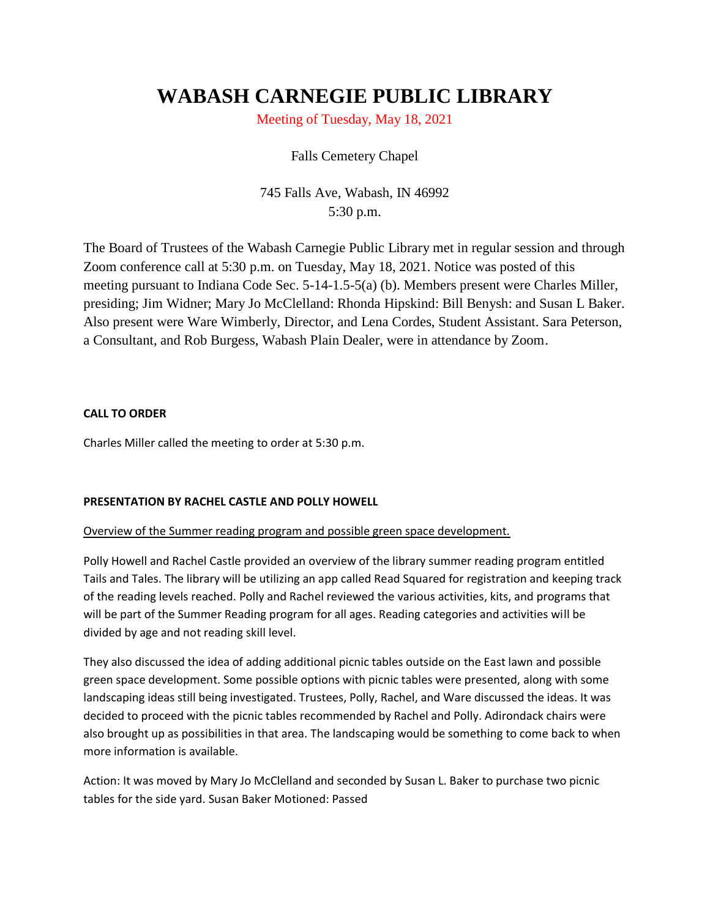# WABASH CARNEGIE PUBLIC LIBRARY

Meeting of Tuesday, May 18, 2021

Falls Cemetery Chapel

745 Falls Ave, Wabash, IN 46992
5:30 p.m.

The Board of Trustees of the Wabash Carnegie Public Library met in regular session and through Zoom conference call at 5:30 p.m. on Tuesday, May 18, 2021. Notice was posted of this meeting pursuant to Indiana Code Sec. 5-14-1.5-5(a) (b). Members present were Charles Miller, presiding; Jim Widner; Mary Jo McClelland: Rhonda Hipskind: Bill Benysh: and Susan L Baker. Also present were Ware Wimberly, Director, and Lena Cordes, Student Assistant. Sara Peterson, a Consultant, and Rob Burgess, Wabash Plain Dealer, were in attendance by Zoom.

**CALL TO ORDER**

Charles Miller called the meeting to order at 5:30 p.m.

**PRESENTATION BY RACHEL CASTLE AND POLLY HOWELL**

Overview of the Summer reading program and possible green space development.

Polly Howell and Rachel Castle provided an overview of the library summer reading program entitled Tails and Tales. The library will be utilizing an app called Read Squared for registration and keeping track of the reading levels reached. Polly and Rachel reviewed the various activities, kits, and programs that will be part of the Summer Reading program for all ages. Reading categories and activities will be divided by age and not reading skill level.

They also discussed the idea of adding additional picnic tables outside on the East lawn and possible green space development. Some possible options with picnic tables were presented, along with some landscaping ideas still being investigated. Trustees, Polly, Rachel, and Ware discussed the ideas. It was decided to proceed with the picnic tables recommended by Rachel and Polly. Adirondack chairs were also brought up as possibilities in that area. The landscaping would be something to come back to when more information is available.

Action: It was moved by Mary Jo McClelland and seconded by Susan L. Baker to purchase two picnic tables for the side yard. Susan Baker Motioned: Passed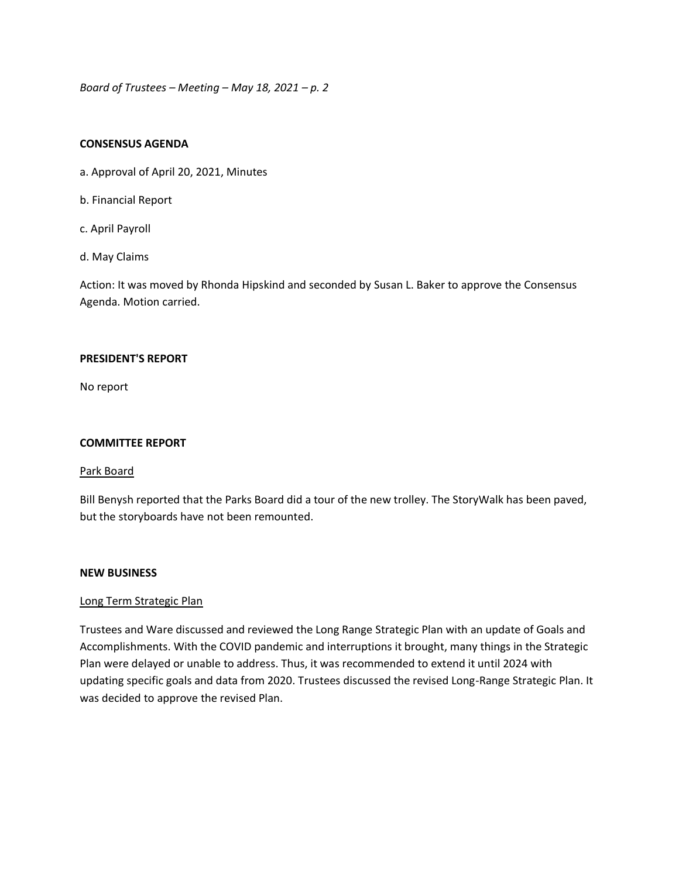## CONSENSUS AGENDA

a. Approval of April 20, 2021, Minutes

b. Financial Report

c. April Payroll

d. May Claims

Action: It was moved by Rhonda Hipskind and seconded by Susan L. Baker to approve the Consensus Agenda. Motion carried.

## PRESIDENT'S REPORT

No report

## COMMITTEE REPORT

### Park Board

Bill Benysh reported that the Parks Board did a tour of the new trolley. The StoryWalk has been paved, but the storyboards have not been remounted.

## NEW BUSINESS

### Long Term Strategic Plan

Trustees and Ware discussed and reviewed the Long Range Strategic Plan with an update of Goals and Accomplishments. With the COVID pandemic and interruptions it brought, many things in the Strategic Plan were delayed or unable to address. Thus, it was recommended to extend it until 2024 with updating specific goals and data from 2020. Trustees discussed the revised Long-Range Strategic Plan. It was decided to approve the revised Plan.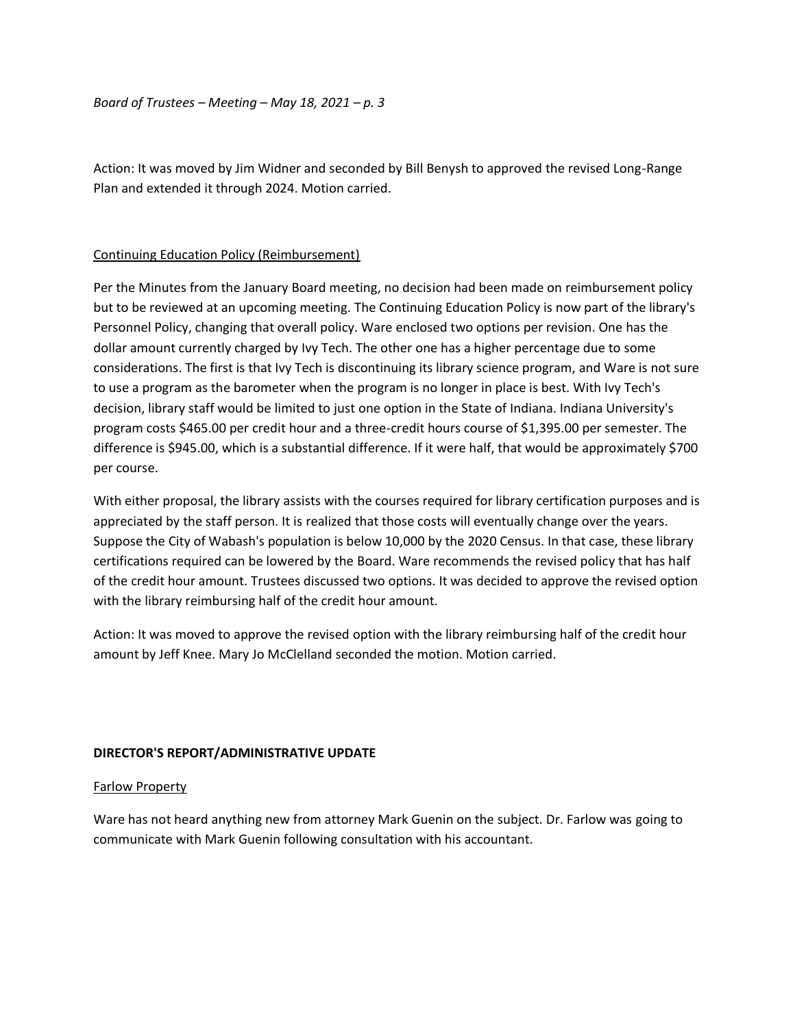Action: It was moved by Jim Widner and seconded by Bill Benysh to approved the revised Long-Range Plan and extended it through 2024. Motion carried.

<u>Continuing Education Policy (Reimbursement)</u>

Per the Minutes from the January Board meeting, no decision had been made on reimbursement policy but to be reviewed at an upcoming meeting. The Continuing Education Policy is now part of the library's Personnel Policy, changing that overall policy. Ware enclosed two options per revision. One has the dollar amount currently charged by Ivy Tech. The other one has a higher percentage due to some considerations. The first is that Ivy Tech is discontinuing its library science program, and Ware is not sure to use a program as the barometer when the program is no longer in place is best. With Ivy Tech's decision, library staff would be limited to just one option in the State of Indiana. Indiana University's program costs $465.00 per credit hour and a three-credit hours course of $1,395.00 per semester. The difference is $945.00, which is a substantial difference. If it were half, that would be approximately $700 per course.

With either proposal, the library assists with the courses required for library certification purposes and is appreciated by the staff person. It is realized that those costs will eventually change over the years. Suppose the City of Wabash's population is below 10,000 by the 2020 Census. In that case, these library certifications required can be lowered by the Board. Ware recommends the revised policy that has half of the credit hour amount. Trustees discussed two options. It was decided to approve the revised option with the library reimbursing half of the credit hour amount.

Action: It was moved to approve the revised option with the library reimbursing half of the credit hour amount by Jeff Knee. Mary Jo McClelland seconded the motion. Motion carried.

**DIRECTOR'S REPORT/ADMINISTRATIVE UPDATE**

<u>Farlow Property</u>

Ware has not heard anything new from attorney Mark Guenin on the subject. Dr. Farlow was going to communicate with Mark Guenin following consultation with his accountant.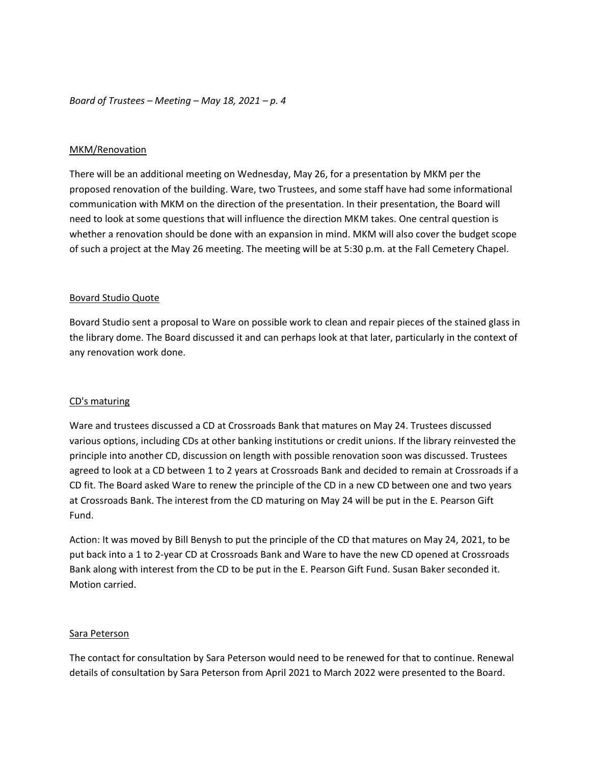### MKM/Renovation

There will be an additional meeting on Wednesday, May 26, for a presentation by MKM per the proposed renovation of the building. Ware, two Trustees, and some staff have had some informational communication with MKM on the direction of the presentation. In their presentation, the Board will need to look at some questions that will influence the direction MKM takes. One central question is whether a renovation should be done with an expansion in mind. MKM will also cover the budget scope of such a project at the May 26 meeting. The meeting will be at 5:30 p.m. at the Fall Cemetery Chapel.

### Bovard Studio Quote

Bovard Studio sent a proposal to Ware on possible work to clean and repair pieces of the stained glass in the library dome. The Board discussed it and can perhaps look at that later, particularly in the context of any renovation work done.

### CD's maturing

Ware and trustees discussed a CD at Crossroads Bank that matures on May 24. Trustees discussed various options, including CDs at other banking institutions or credit unions. If the library reinvested the principle into another CD, discussion on length with possible renovation soon was discussed. Trustees agreed to look at a CD between 1 to 2 years at Crossroads Bank and decided to remain at Crossroads if a CD fit. The Board asked Ware to renew the principle of the CD in a new CD between one and two years at Crossroads Bank. The interest from the CD maturing on May 24 will be put in the E. Pearson Gift Fund.

Action: It was moved by Bill Benysh to put the principle of the CD that matures on May 24, 2021, to be put back into a 1 to 2-year CD at Crossroads Bank and Ware to have the new CD opened at Crossroads Bank along with interest from the CD to be put in the E. Pearson Gift Fund. Susan Baker seconded it. Motion carried.

### Sara Peterson

The contact for consultation by Sara Peterson would need to be renewed for that to continue. Renewal details of consultation by Sara Peterson from April 2021 to March 2022 were presented to the Board.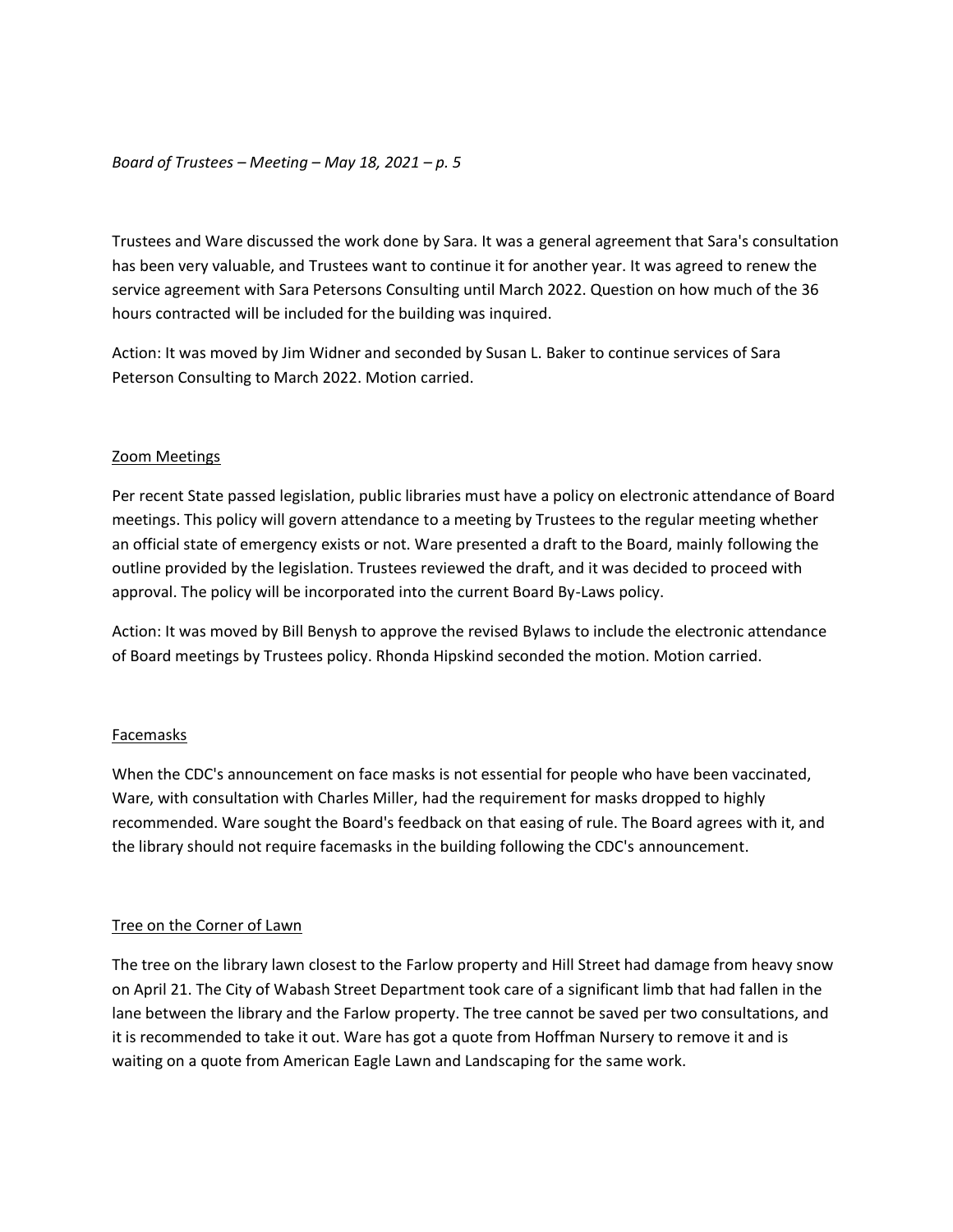Trustees and Ware discussed the work done by Sara. It was a general agreement that Sara's consultation has been very valuable, and Trustees want to continue it for another year. It was agreed to renew the service agreement with Sara Petersons Consulting until March 2022. Question on how much of the 36 hours contracted will be included for the building was inquired.

Action: It was moved by Jim Widner and seconded by Susan L. Baker to continue services of Sara Peterson Consulting to March 2022. Motion carried.

Zoom Meetings

Per recent State passed legislation, public libraries must have a policy on electronic attendance of Board meetings. This policy will govern attendance to a meeting by Trustees to the regular meeting whether an official state of emergency exists or not. Ware presented a draft to the Board, mainly following the outline provided by the legislation. Trustees reviewed the draft, and it was decided to proceed with approval. The policy will be incorporated into the current Board By-Laws policy.

Action: It was moved by Bill Benysh to approve the revised Bylaws to include the electronic attendance of Board meetings by Trustees policy. Rhonda Hipskind seconded the motion. Motion carried.

Facemasks

When the CDC's announcement on face masks is not essential for people who have been vaccinated, Ware, with consultation with Charles Miller, had the requirement for masks dropped to highly recommended. Ware sought the Board's feedback on that easing of rule. The Board agrees with it, and the library should not require facemasks in the building following the CDC's announcement.

Tree on the Corner of Lawn

The tree on the library lawn closest to the Farlow property and Hill Street had damage from heavy snow on April 21. The City of Wabash Street Department took care of a significant limb that had fallen in the lane between the library and the Farlow property. The tree cannot be saved per two consultations, and it is recommended to take it out. Ware has got a quote from Hoffman Nursery to remove it and is waiting on a quote from American Eagle Lawn and Landscaping for the same work.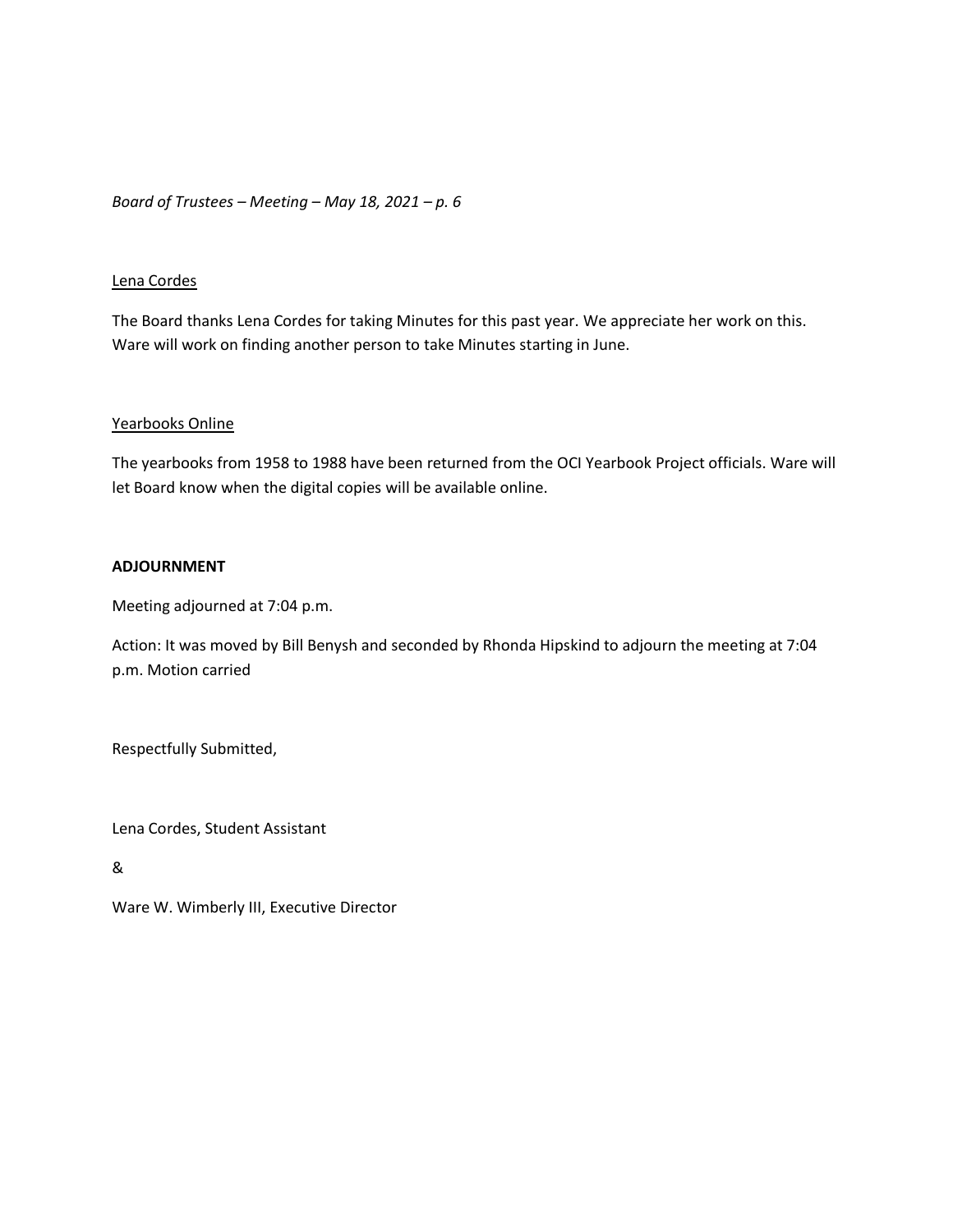Lena Cordes

The Board thanks Lena Cordes for taking Minutes for this past year. We appreciate her work on this. Ware will work on finding another person to take Minutes starting in June.

Yearbooks Online

The yearbooks from 1958 to 1988 have been returned from the OCI Yearbook Project officials. Ware will let Board know when the digital copies will be available online.

**ADJOURNMENT**

Meeting adjourned at 7:04 p.m.

Action: It was moved by Bill Benysh and seconded by Rhonda Hipskind to adjourn the meeting at 7:04 p.m. Motion carried

Respectfully Submitted,

Lena Cordes, Student Assistant

&

Ware W. Wimberly III, Executive Director